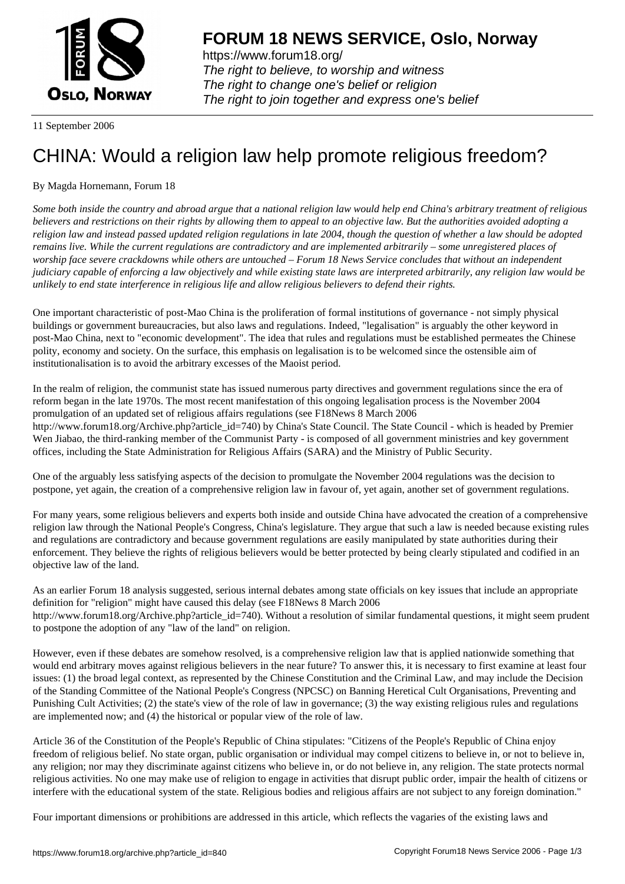FORUM 18 NEWS SERVICE, Oslo, Norway

https://www.forum18.org/
*The right to believe, to worship and witness*
*The right to change one's belief or religion*
*The right to join together and express one's belief*

11 September 2006

# CHINA: Would a religion law help promote religious freedom?

By Magda Hornemann, Forum 18

*Some both inside the country and abroad argue that a national religion law would help end China's arbitrary treatment of religious believers and restrictions on their rights by allowing them to appeal to an objective law. But the authorities avoided adopting a religion law and instead passed updated religion regulations in late 2004, though the question of whether a law should be adopted remains live. While the current regulations are contradictory and are implemented arbitrarily – some unregistered places of worship face severe crackdowns while others are untouched – Forum 18 News Service concludes that without an independent judiciary capable of enforcing a law objectively and while existing state laws are interpreted arbitrarily, any religion law would be unlikely to end state interference in religious life and allow religious believers to defend their rights.*

One important characteristic of post-Mao China is the proliferation of formal institutions of governance - not simply physical buildings or government bureaucracies, but also laws and regulations. Indeed, "legalisation" is arguably the other keyword in post-Mao China, next to "economic development". The idea that rules and regulations must be established permeates the Chinese polity, economy and society. On the surface, this emphasis on legalisation is to be welcomed since the ostensible aim of institutionalisation is to avoid the arbitrary excesses of the Maoist period.

In the realm of religion, the communist state has issued numerous party directives and government regulations since the era of reform began in the late 1970s. The most recent manifestation of this ongoing legalisation process is the November 2004 promulgation of an updated set of religious affairs regulations (see F18News 8 March 2006 http://www.forum18.org/Archive.php?article_id=740) by China's State Council. The State Council - which is headed by Premier Wen Jiabao, the third-ranking member of the Communist Party - is composed of all government ministries and key government offices, including the State Administration for Religious Affairs (SARA) and the Ministry of Public Security.

One of the arguably less satisfying aspects of the decision to promulgate the November 2004 regulations was the decision to postpone, yet again, the creation of a comprehensive religion law in favour of, yet again, another set of government regulations.

For many years, some religious believers and experts both inside and outside China have advocated the creation of a comprehensive religion law through the National People's Congress, China's legislature. They argue that such a law is needed because existing rules and regulations are contradictory and because government regulations are easily manipulated by state authorities during their enforcement. They believe the rights of religious believers would be better protected by being clearly stipulated and codified in an objective law of the land.

As an earlier Forum 18 analysis suggested, serious internal debates among state officials on key issues that include an appropriate definition for "religion" might have caused this delay (see F18News 8 March 2006 http://www.forum18.org/Archive.php?article_id=740). Without a resolution of similar fundamental questions, it might seem prudent to postpone the adoption of any "law of the land" on religion.

However, even if these debates are somehow resolved, is a comprehensive religion law that is applied nationwide something that would end arbitrary moves against religious believers in the near future? To answer this, it is necessary to first examine at least four issues: (1) the broad legal context, as represented by the Chinese Constitution and the Criminal Law, and may include the Decision of the Standing Committee of the National People's Congress (NPCSC) on Banning Heretical Cult Organisations, Preventing and Punishing Cult Activities; (2) the state's view of the role of law in governance; (3) the way existing religious rules and regulations are implemented now; and (4) the historical or popular view of the role of law.

Article 36 of the Constitution of the People's Republic of China stipulates: "Citizens of the People's Republic of China enjoy freedom of religious belief. No state organ, public organisation or individual may compel citizens to believe in, or not to believe in, any religion; nor may they discriminate against citizens who believe in, or do not believe in, any religion. The state protects normal religious activities. No one may make use of religion to engage in activities that disrupt public order, impair the health of citizens or interfere with the educational system of the state. Religious bodies and religious affairs are not subject to any foreign domination."

Four important dimensions or prohibitions are addressed in this article, which reflects the vagaries of the existing laws and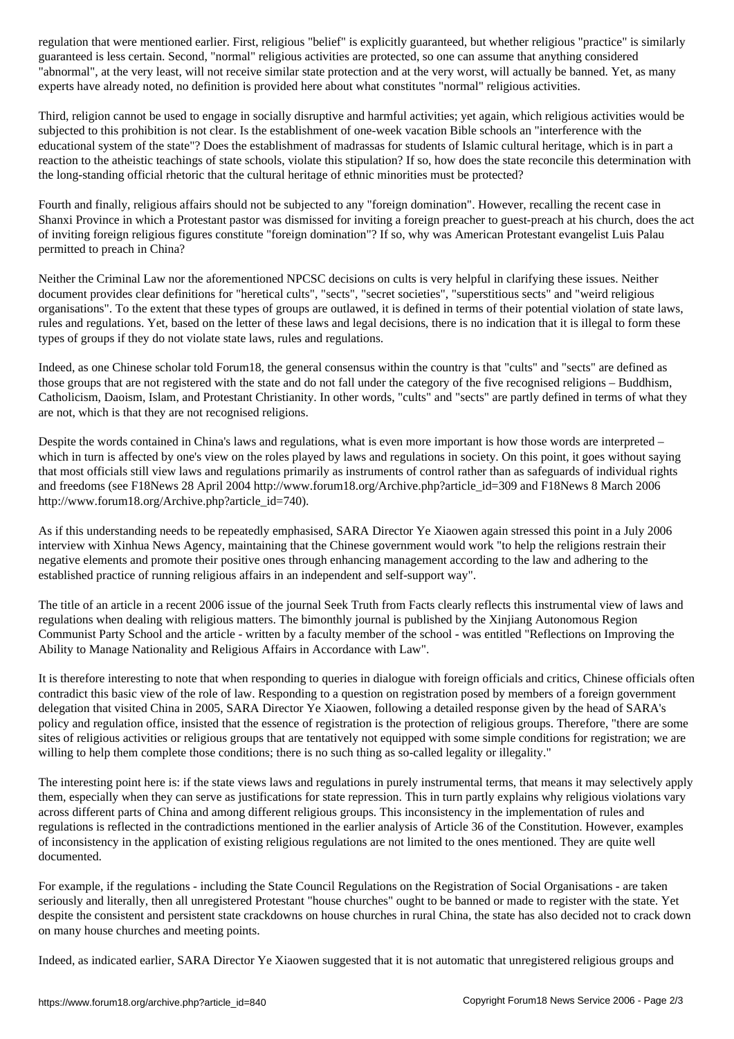regulation that were mentioned earlier. First, religious "belief" is explicitly guaranteed, but whether religious "practice" is similarly guaranteed is less certain. Second, "normal" religious activities are protected, so one can assume that anything considered "abnormal", at the very least, will not receive similar state protection and at the very worst, will actually be banned. Yet, as many experts have already noted, no definition is provided here about what constitutes "normal" religious activities.

Third, religion cannot be used to engage in socially disruptive and harmful activities; yet again, which religious activities would be subjected to this prohibition is not clear. Is the establishment of one-week vacation Bible schools an "interference with the educational system of the state"? Does the establishment of madrassas for students of Islamic cultural heritage, which is in part a reaction to the atheistic teachings of state schools, violate this stipulation? If so, how does the state reconcile this determination with the long-standing official rhetoric that the cultural heritage of ethnic minorities must be protected?

Fourth and finally, religious affairs should not be subjected to any "foreign domination". However, recalling the recent case in Shanxi Province in which a Protestant pastor was dismissed for inviting a foreign preacher to guest-preach at his church, does the act of inviting foreign religious figures constitute "foreign domination"? If so, why was American Protestant evangelist Luis Palau permitted to preach in China?

Neither the Criminal Law nor the aforementioned NPCSC decisions on cults is very helpful in clarifying these issues. Neither document provides clear definitions for "heretical cults", "sects", "secret societies", "superstitious sects" and "weird religious organisations". To the extent that these types of groups are outlawed, it is defined in terms of their potential violation of state laws, rules and regulations. Yet, based on the letter of these laws and legal decisions, there is no indication that it is illegal to form these types of groups if they do not violate state laws, rules and regulations.

Indeed, as one Chinese scholar told Forum18, the general consensus within the country is that "cults" and "sects" are defined as those groups that are not registered with the state and do not fall under the category of the five recognised religions – Buddhism, Catholicism, Daoism, Islam, and Protestant Christianity. In other words, "cults" and "sects" are partly defined in terms of what they are not, which is that they are not recognised religions.

Despite the words contained in China's laws and regulations, what is even more important is how those words are interpreted – which in turn is affected by one's view on the roles played by laws and regulations in society. On this point, it goes without saying that most officials still view laws and regulations primarily as instruments of control rather than as safeguards of individual rights and freedoms (see F18News 28 April 2004 http://www.forum18.org/Archive.php?article_id=309 and F18News 8 March 2006 http://www.forum18.org/Archive.php?article_id=740).

As if this understanding needs to be repeatedly emphasised, SARA Director Ye Xiaowen again stressed this point in a July 2006 interview with Xinhua News Agency, maintaining that the Chinese government would work "to help the religions restrain their negative elements and promote their positive ones through enhancing management according to the law and adhering to the established practice of running religious affairs in an independent and self-support way".

The title of an article in a recent 2006 issue of the journal Seek Truth from Facts clearly reflects this instrumental view of laws and regulations when dealing with religious matters. The bimonthly journal is published by the Xinjiang Autonomous Region Communist Party School and the article - written by a faculty member of the school - was entitled "Reflections on Improving the Ability to Manage Nationality and Religious Affairs in Accordance with Law".

It is therefore interesting to note that when responding to queries in dialogue with foreign officials and critics, Chinese officials often contradict this basic view of the role of law. Responding to a question on registration posed by members of a foreign government delegation that visited China in 2005, SARA Director Ye Xiaowen, following a detailed response given by the head of SARA's policy and regulation office, insisted that the essence of registration is the protection of religious groups. Therefore, "there are some sites of religious activities or religious groups that are tentatively not equipped with some simple conditions for registration; we are willing to help them complete those conditions; there is no such thing as so-called legality or illegality."

The interesting point here is: if the state views laws and regulations in purely instrumental terms, that means it may selectively apply them, especially when they can serve as justifications for state repression. This in turn partly explains why religious violations vary across different parts of China and among different religious groups. This inconsistency in the implementation of rules and regulations is reflected in the contradictions mentioned in the earlier analysis of Article 36 of the Constitution. However, examples of inconsistency in the application of existing religious regulations are not limited to the ones mentioned. They are quite well documented.

For example, if the regulations - including the State Council Regulations on the Registration of Social Organisations - are taken seriously and literally, then all unregistered Protestant "house churches" ought to be banned or made to register with the state. Yet despite the consistent and persistent state crackdowns on house churches in rural China, the state has also decided not to crack down on many house churches and meeting points.

Indeed, as indicated earlier, SARA Director Ye Xiaowen suggested that it is not automatic that unregistered religious groups and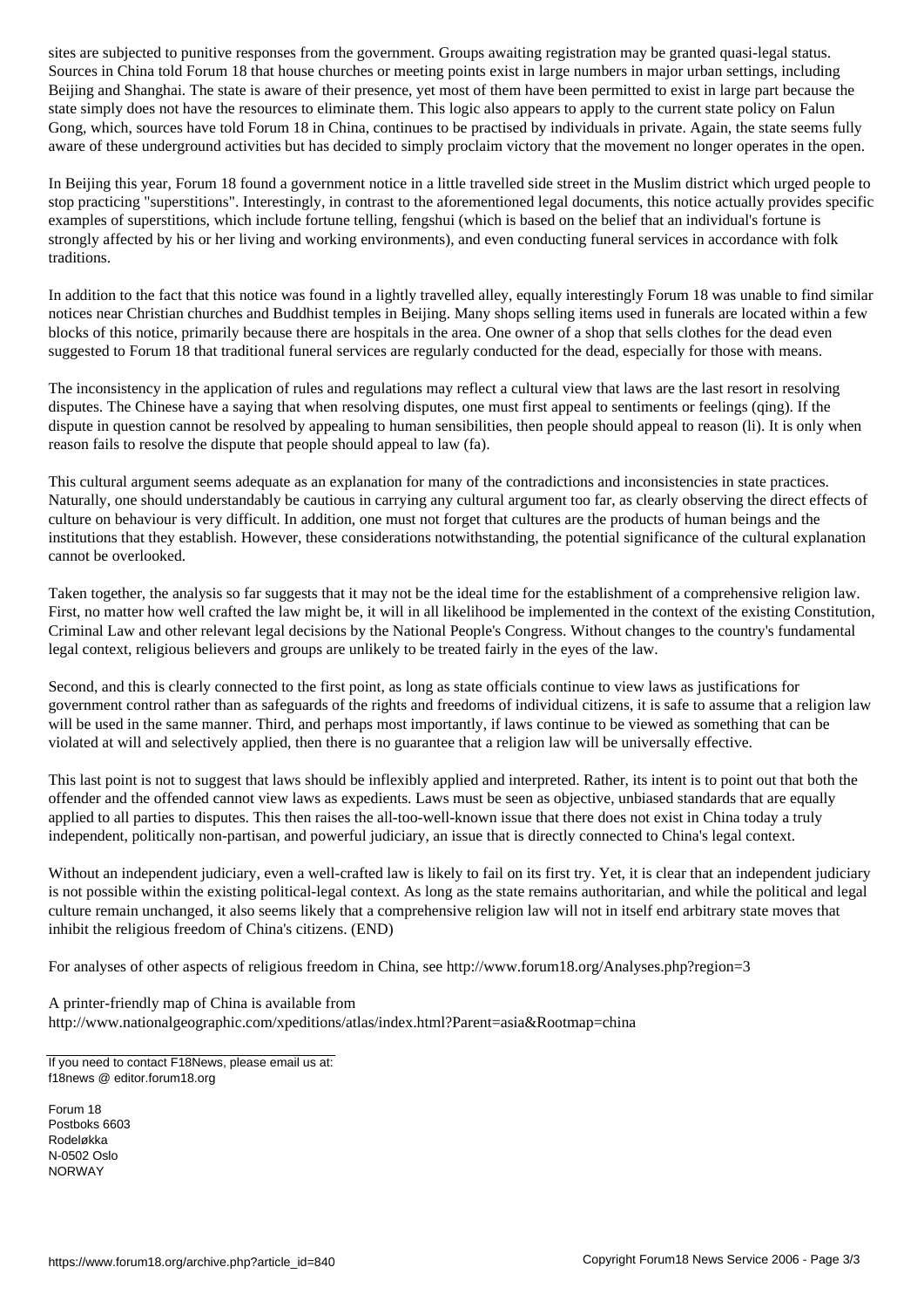sites are subjected to punitive responses from the government. Groups awaiting registration may be granted quasi-legal status. Sources in China told Forum 18 that house churches or meeting points exist in large numbers in major urban settings, including Beijing and Shanghai. The state is aware of their presence, yet most of them have been permitted to exist in large part because the state simply does not have the resources to eliminate them. This logic also appears to apply to the current state policy on Falun Gong, which, sources have told Forum 18 in China, continues to be practised by individuals in private. Again, the state seems fully aware of these underground activities but has decided to simply proclaim victory that the movement no longer operates in the open.

In Beijing this year, Forum 18 found a government notice in a little travelled side street in the Muslim district which urged people to stop practicing "superstitions". Interestingly, in contrast to the aforementioned legal documents, this notice actually provides specific examples of superstitions, which include fortune telling, fengshui (which is based on the belief that an individual's fortune is strongly affected by his or her living and working environments), and even conducting funeral services in accordance with folk traditions.

In addition to the fact that this notice was found in a lightly travelled alley, equally interestingly Forum 18 was unable to find similar notices near Christian churches and Buddhist temples in Beijing. Many shops selling items used in funerals are located within a few blocks of this notice, primarily because there are hospitals in the area. One owner of a shop that sells clothes for the dead even suggested to Forum 18 that traditional funeral services are regularly conducted for the dead, especially for those with means.

The inconsistency in the application of rules and regulations may reflect a cultural view that laws are the last resort in resolving disputes. The Chinese have a saying that when resolving disputes, one must first appeal to sentiments or feelings (qing). If the dispute in question cannot be resolved by appealing to human sensibilities, then people should appeal to reason (li). It is only when reason fails to resolve the dispute that people should appeal to law (fa).

This cultural argument seems adequate as an explanation for many of the contradictions and inconsistencies in state practices. Naturally, one should understandably be cautious in carrying any cultural argument too far, as clearly observing the direct effects of culture on behaviour is very difficult. In addition, one must not forget that cultures are the products of human beings and the institutions that they establish. However, these considerations notwithstanding, the potential significance of the cultural explanation cannot be overlooked.

Taken together, the analysis so far suggests that it may not be the ideal time for the establishment of a comprehensive religion law. First, no matter how well crafted the law might be, it will in all likelihood be implemented in the context of the existing Constitution, Criminal Law and other relevant legal decisions by the National People's Congress. Without changes to the country's fundamental legal context, religious believers and groups are unlikely to be treated fairly in the eyes of the law.

Second, and this is clearly connected to the first point, as long as state officials continue to view laws as justifications for government control rather than as safeguards of the rights and freedoms of individual citizens, it is safe to assume that a religion law will be used in the same manner. Third, and perhaps most importantly, if laws continue to be viewed as something that can be violated at will and selectively applied, then there is no guarantee that a religion law will be universally effective.

This last point is not to suggest that laws should be inflexibly applied and interpreted. Rather, its intent is to point out that both the offender and the offended cannot view laws as expedients. Laws must be seen as objective, unbiased standards that are equally applied to all parties to disputes. This then raises the all-too-well-known issue that there does not exist in China today a truly independent, politically non-partisan, and powerful judiciary, an issue that is directly connected to China's legal context.

Without an independent judiciary, even a well-crafted law is likely to fail on its first try. Yet, it is clear that an independent judiciary is not possible within the existing political-legal context. As long as the state remains authoritarian, and while the political and legal culture remain unchanged, it also seems likely that a comprehensive religion law will not in itself end arbitrary state moves that inhibit the religious freedom of China's citizens. (END)

For analyses of other aspects of religious freedom in China, see http://www.forum18.org/Analyses.php?region=3

A printer-friendly map of China is available from
http://www.nationalgeographic.com/xpeditions/atlas/index.html?Parent=asia&Rootmap=china

---

If you need to contact F18News, please email us at:
f18news @ editor.forum18.org

Forum 18
Postboks 6603
Rodeløkka
N-0502 Oslo
NORWAY